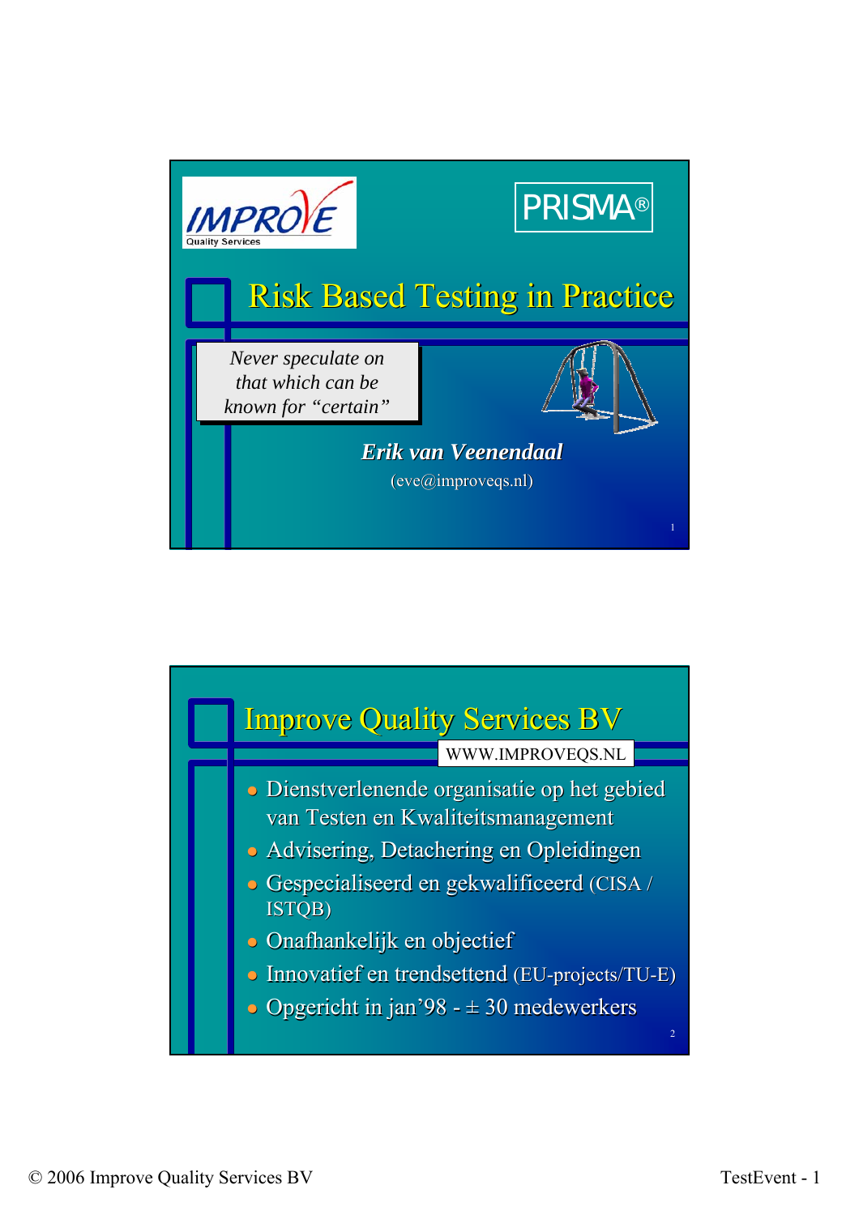# Risk Based Testing in Practice

IMPROVE Quality Services

PRISMA®

*Never speculate on that which can be known for "certain"*

***Erik van Veenendaal***

(eve@improveqs.nl)

## Improve Quality Services BV

WWW.IMPROVEQS.NL

- Dienstverlenende organisatie op het gebied van Testen en Kwaliteitsmanagement
- Advisering, Detachering en Opleidingen
- Gespecialiseerd en gekwalificeerd (CISA / ISTQB)
- Onafhankelijk en objectief
- Innovatief en trendsettend (EU-projects/TU-E)
- Opgericht in jan'98 - ± 30 medewerkers

© 2006 Improve Quality Services BV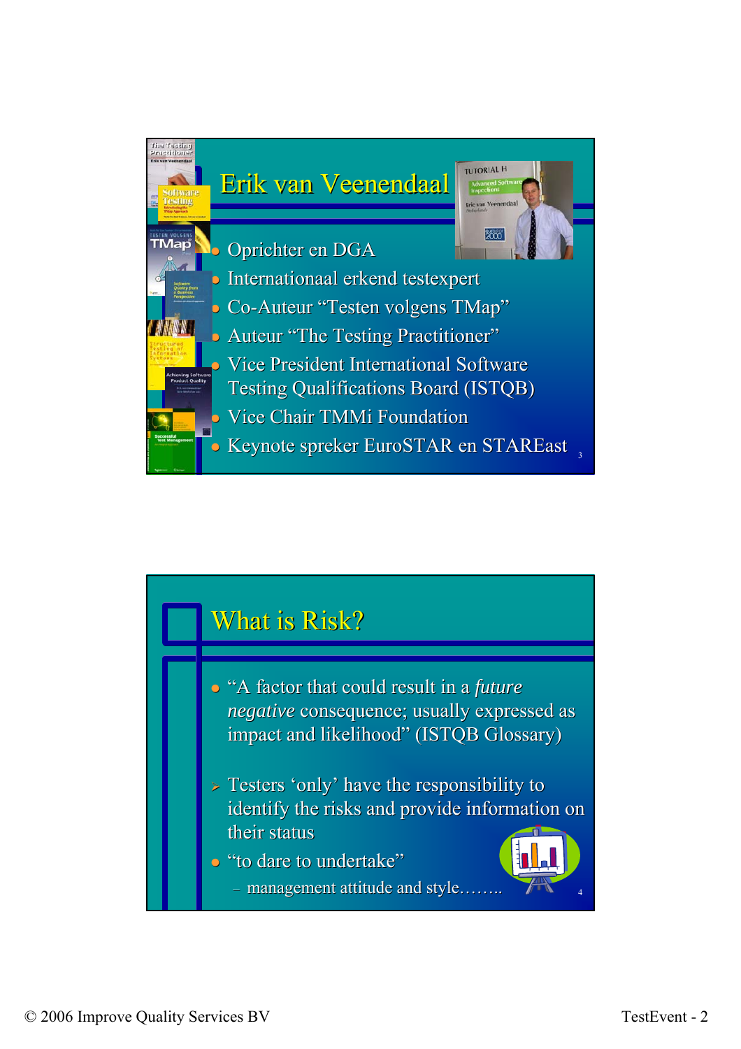## Erik van Veenendaal

- Oprichter en DGA
- Internationaal erkend testexpert
- Co-Auteur “Testen volgens TMap”
- Auteur “The Testing Practitioner”
- Vice President International Software Testing Qualifications Board (ISTQB)
- Vice Chair TMMi Foundation
- Keynote spreker EuroSTAR en STAREast

## What is Risk?

- “A factor that could result in a *future negative* consequence; usually expressed as impact and likelihood” (ISTQB Glossary)

- Testers ‘only’ have the responsibility to identify the risks and provide information on their status
- “to dare to undertake”
  - management attitude and style……..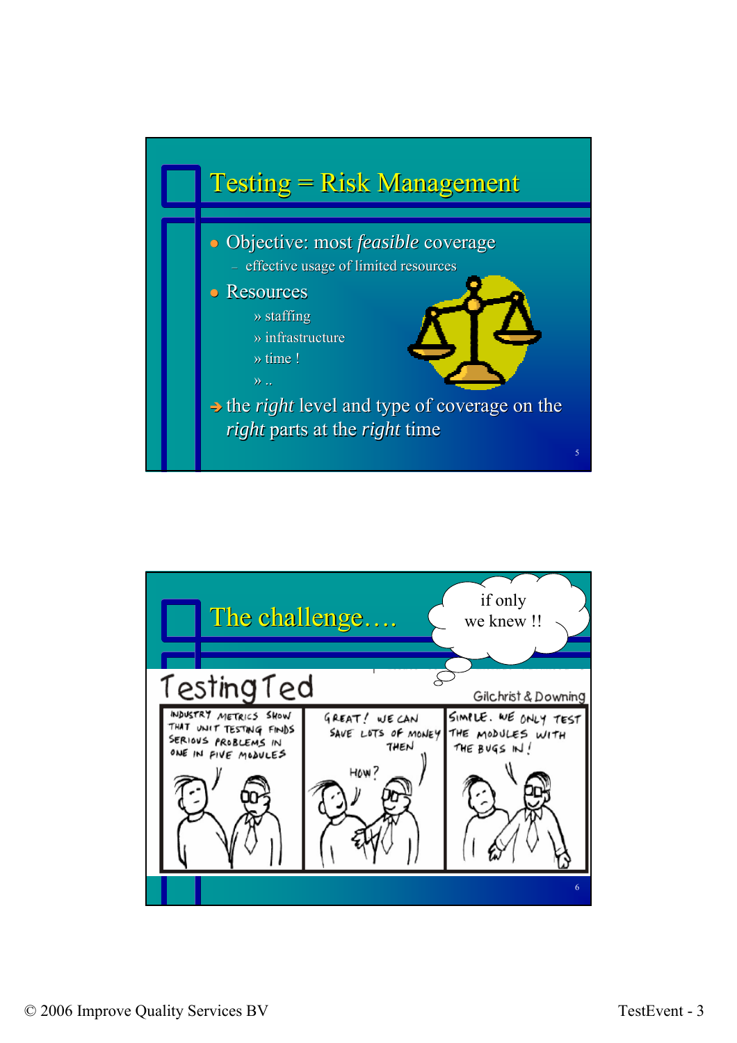## Testing = Risk Management

- Objective: most *feasible* coverage
  - effective usage of limited resources
- Resources
  - » staffing
  - » infrastructure
  - » time !
  - » ..

➔ the *right* level and type of coverage on the *right* parts at the *right* time

## The challenge….

if only we knew !!

Testing Ted — Gilchrist & Downing

INDUSTRY METRICS SHOW THAT UNIT TESTING FINDS SERIOUS PROBLEMS IN ONE IN FIVE MODULES

GREAT! WE CAN SAVE LOTS OF MONEY THEN

HOW?

SIMPLE. WE ONLY TEST THE MODULES WITH THE BUGS IN!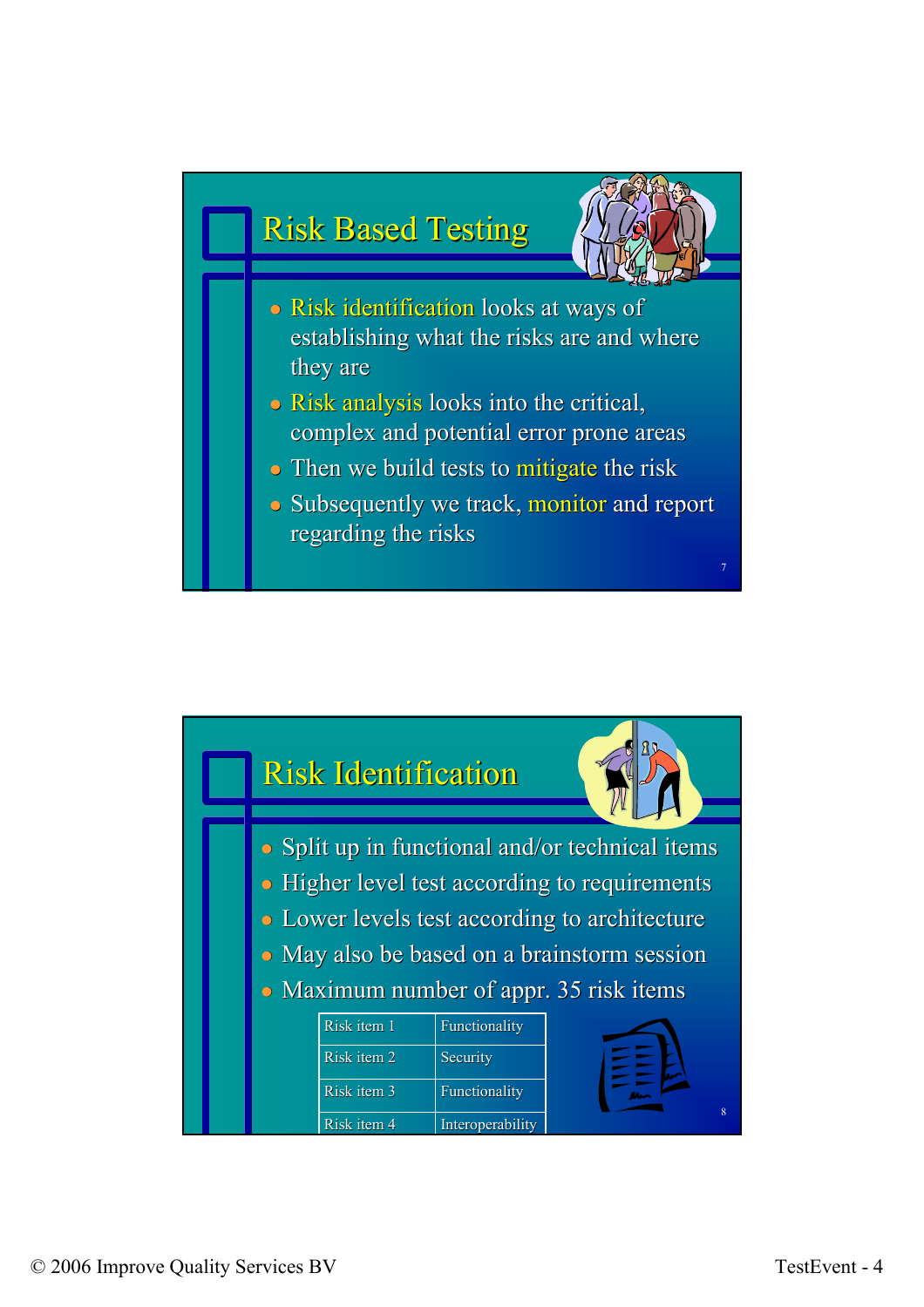## Risk Based Testing

- Risk identification looks at ways of establishing what the risks are and where they are
- Risk analysis looks into the critical, complex and potential error prone areas
- Then we build tests to mitigate the risk
- Subsequently we track, monitor and report regarding the risks

## Risk Identification

- Split up in functional and/or technical items
- Higher level test according to requirements
- Lower levels test according to architecture
- May also be based on a brainstorm session
- Maximum number of appr. 35 risk items

| Risk item 1 | Functionality |
|---|---|
| Risk item 2 | Security |
| Risk item 3 | Functionality |
| Risk item 4 | Interoperability |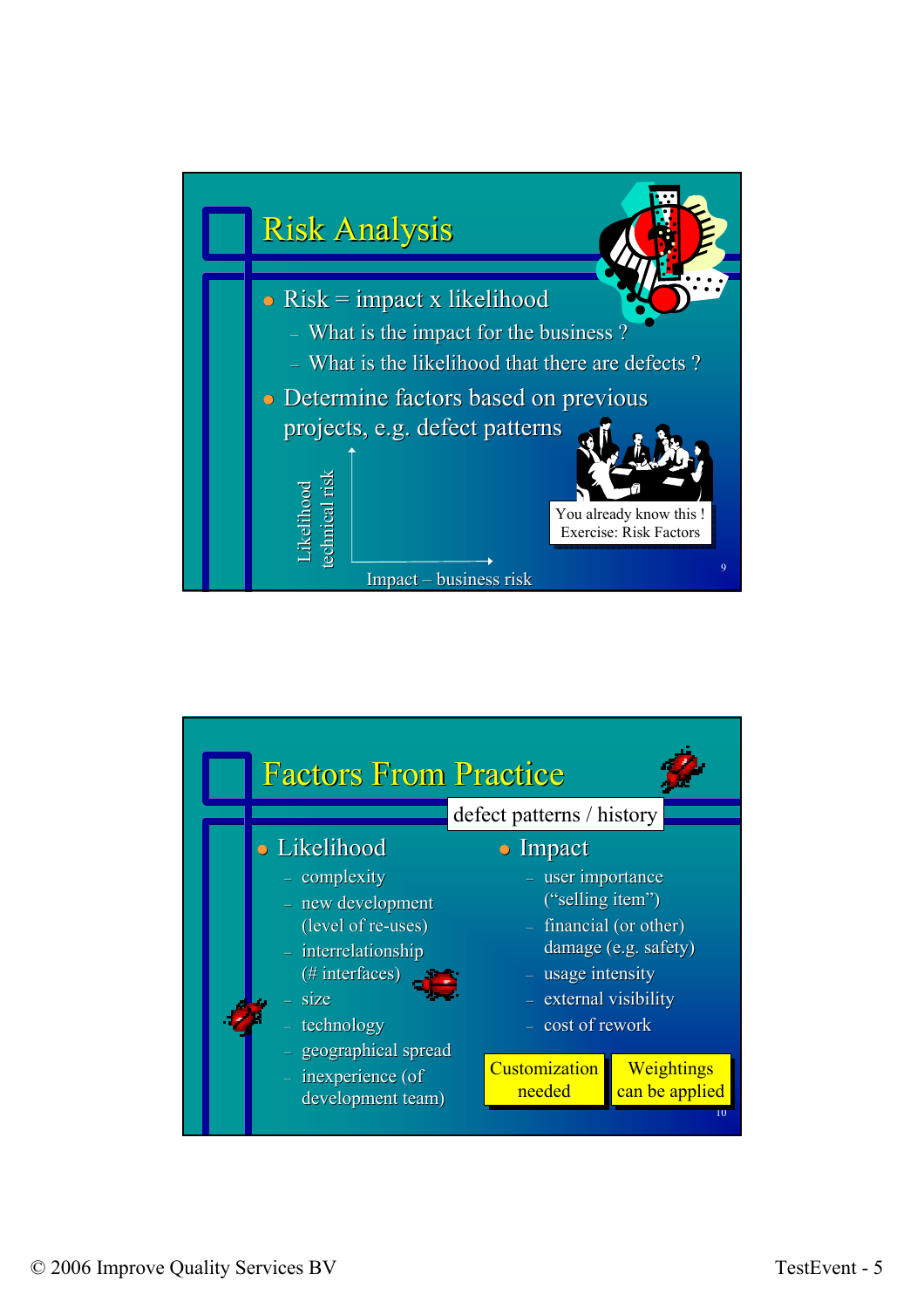## Risk Analysis

- Risk = impact x likelihood
  - What is the impact for the business ?
  - What is the likelihood that there are defects ?
- Determine factors based on previous projects, e.g. defect patterns

Likelihood technical risk

Impact – business risk

You already know this ! Exercise: Risk Factors

## Factors From Practice

defect patterns / history

- Likelihood
  - complexity
  - new development (level of re-uses)
  - interrelationship (# interfaces)
  - size
  - technology
  - geographical spread
  - inexperience (of development team)
- Impact
  - user importance ("selling item")
  - financial (or other) damage (e.g. safety)
  - usage intensity
  - external visibility
  - cost of rework

Customization needed

Weightings can be applied

© 2006 Improve Quality Services BV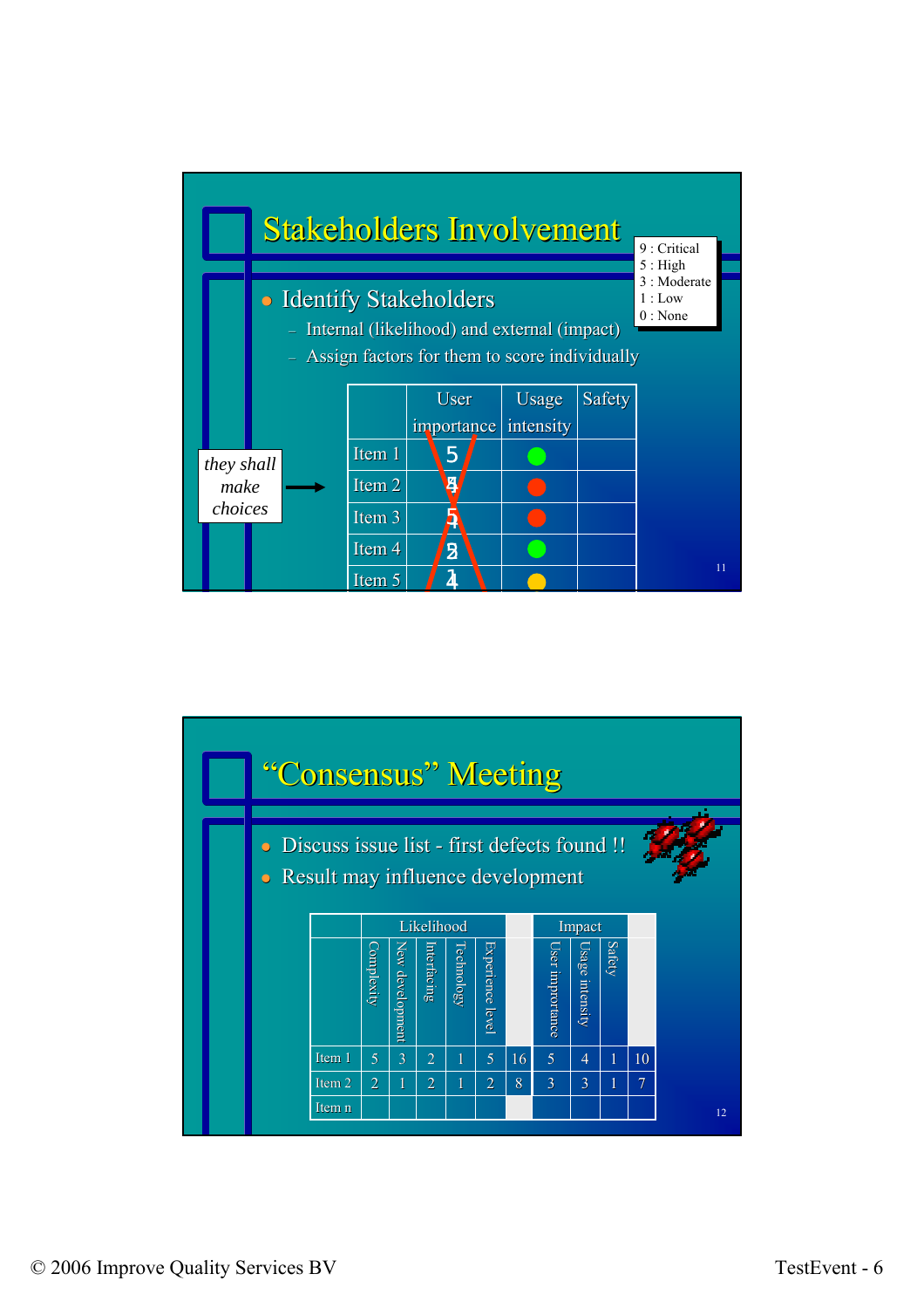## Stakeholders Involvement

- Identify Stakeholders
  - Internal (likelihood) and external (impact)
  - Assign factors for them to score individually

9 : Critical
5 : High
3 : Moderate
1 : Low
0 : None

*they shall make choices* →

| | User importance | Usage intensity | Safety |
|---|---|---|---|
| Item 1 | 5 | ● (green) | |
| Item 2 | 5 / 4 | ● (red) | |
| Item 3 | 5 / 4 | ● (red) | |
| Item 4 | 5 / 2 | ● (green) | |
| Item 5 | 1 / 4 | ● (yellow) | |

## "Consensus" Meeting

- Discuss issue list - first defects found !!
- Result may influence development

| | Likelihood | | | | | | Impact | | | |
|---|---|---|---|---|---|---|---|---|---|---|
| | Complexity | New development | Interfacing | Technology | Experience level | | User importance | Usage intensity | Safety | |
| Item 1 | 5 | 3 | 2 | 1 | 5 | 16 | 5 | 4 | 1 | 10 |
| Item 2 | 2 | 1 | 2 | 1 | 2 | 8 | 3 | 3 | 1 | 7 |
| Item n | | | | | | | | | | |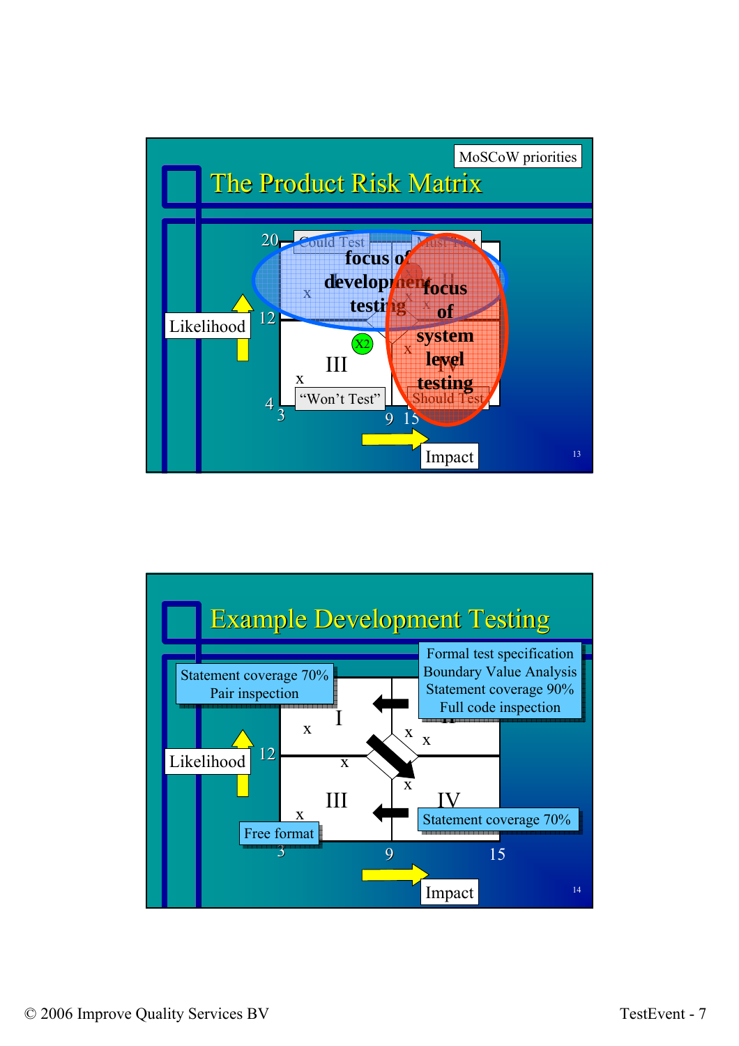## The Product Risk Matrix

MoSCoW priorities

- Likelihood (axis: 4, 12, 20)
- Impact (axis: 3, 9, 15)
- Quadrants: I ("Could Test"), II ("Must Test"), III ("Won't Test"), IV ("Should Test")
- focus of development testing
- focus of system level testing

## Example Development Testing

- Quadrant I: Statement coverage 70%, Pair inspection
- Quadrant II: Formal test specification, Boundary Value Analysis, Statement coverage 90%, Full code inspection
- Quadrant III: Free format
- Quadrant IV: Statement coverage 70%
- Likelihood (axis: 12)
- Impact (axis: 3, 9, 15)

© 2006 Improve Quality Services BV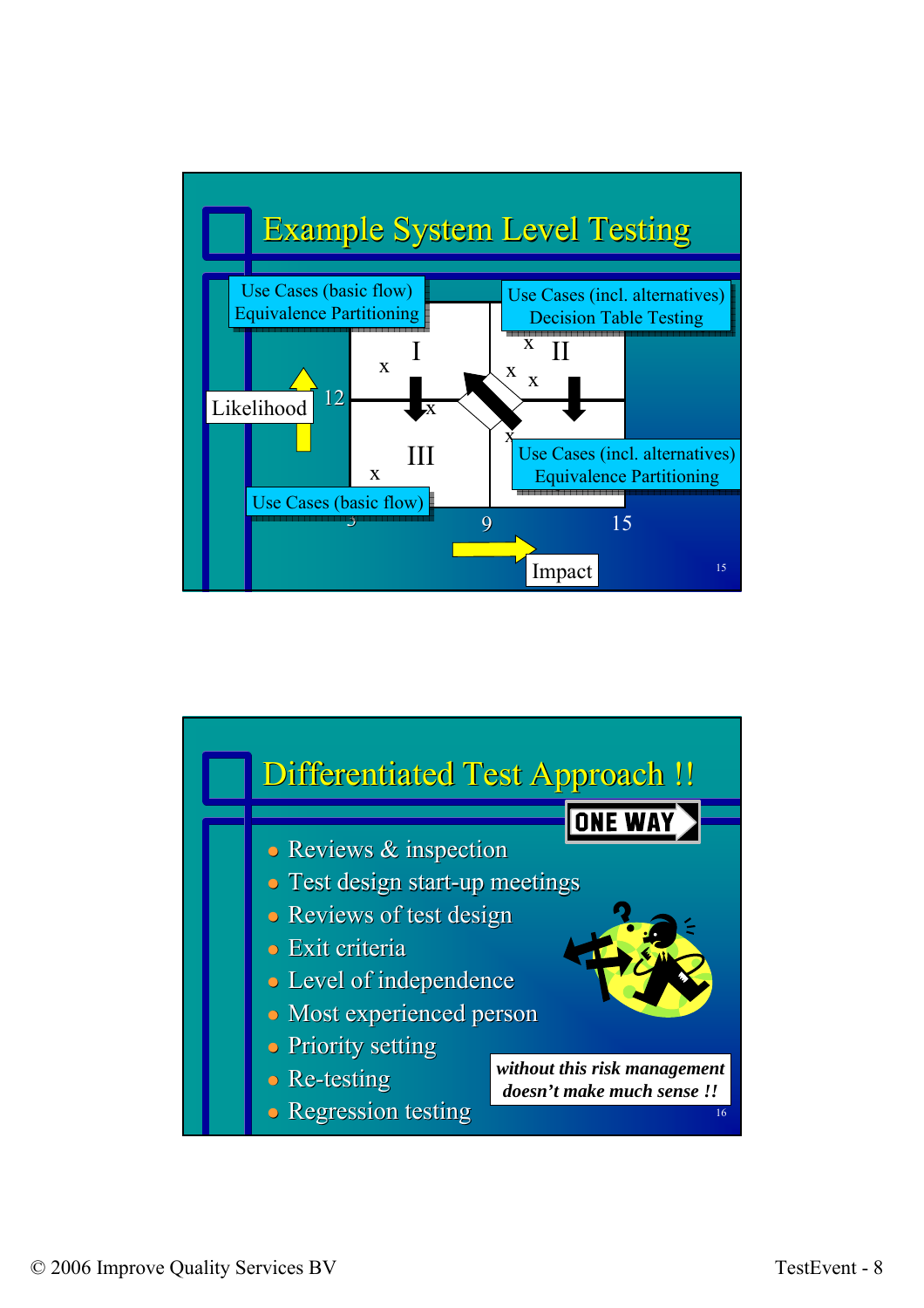## Example System Level Testing

Use Cases (basic flow)
Equivalence Partitioning

Use Cases (incl. alternatives)
Decision Table Testing

Likelihood

12

I

II

III

Use Cases (incl. alternatives)
Equivalence Partitioning

Use Cases (basic flow)

3

9

15

Impact

## Differentiated Test Approach !!

ONE WAY

- Reviews & inspection
- Test design start-up meetings
- Reviews of test design
- Exit criteria
- Level of independence
- Most experienced person
- Priority setting
- Re-testing
- Regression testing

***without this risk management doesn't make much sense !!***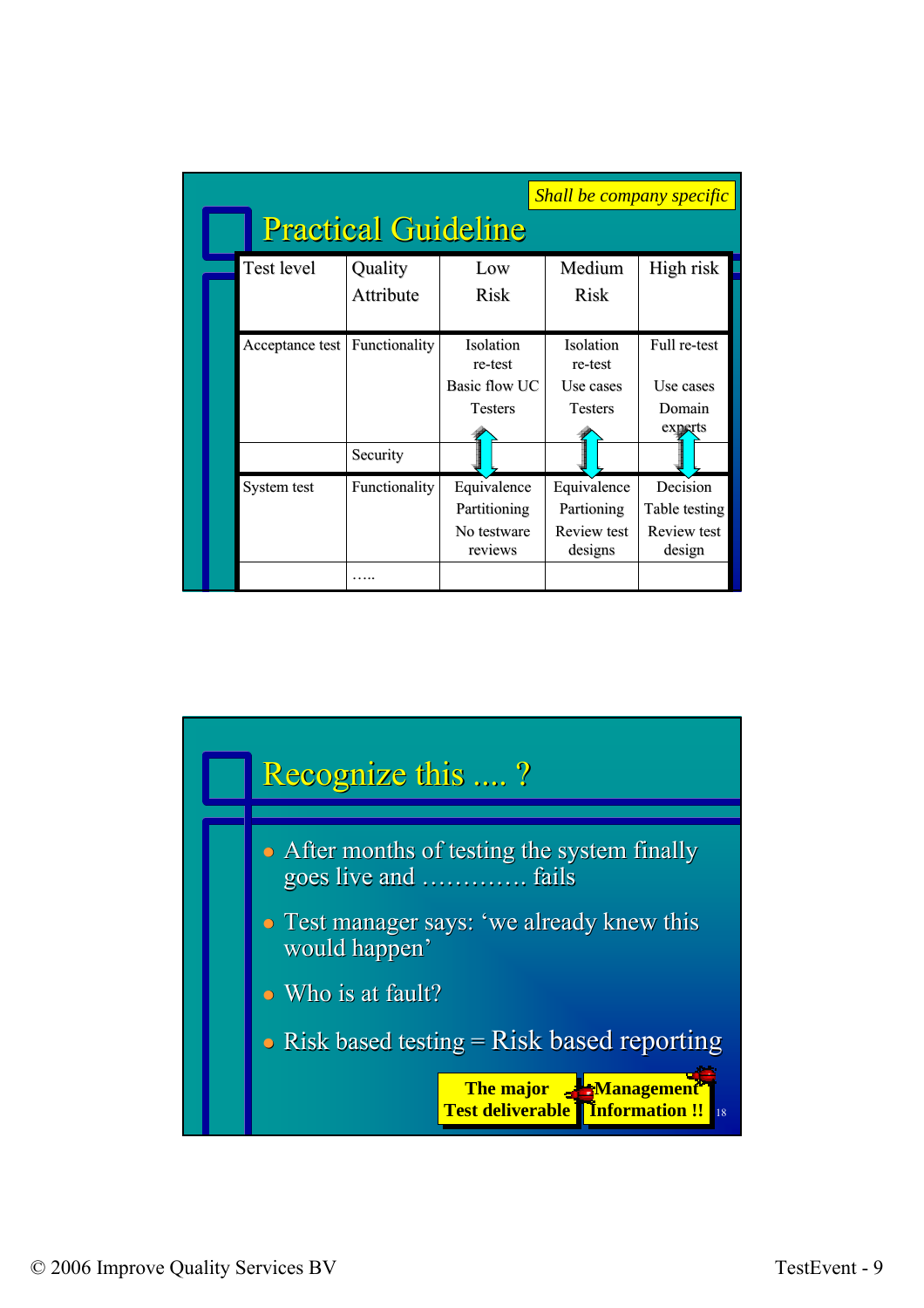*Shall be company specific*

## Practical Guideline

| Test level | Quality Attribute | Low Risk | Medium Risk | High risk |
|---|---|---|---|---|
| Acceptance test | Functionality | Isolation re-test Basic flow UC Testers | Isolation re-test Use cases Testers | Full re-test Use cases Domain experts |
| | Security | | | |
| System test | Functionality | Equivalence Partitioning No testware reviews | Equivalence Partioning Review test designs | Decision Table testing Review test design |
| | ….. | | | |

## Recognize this .... ?

- After months of testing the system finally goes live and ………… fails
- Test manager says: 'we already knew this would happen'
- Who is at fault?
- Risk based testing = Risk based reporting

**The major Test deliverable**

**Management Information !!**

© 2006 Improve Quality Services BV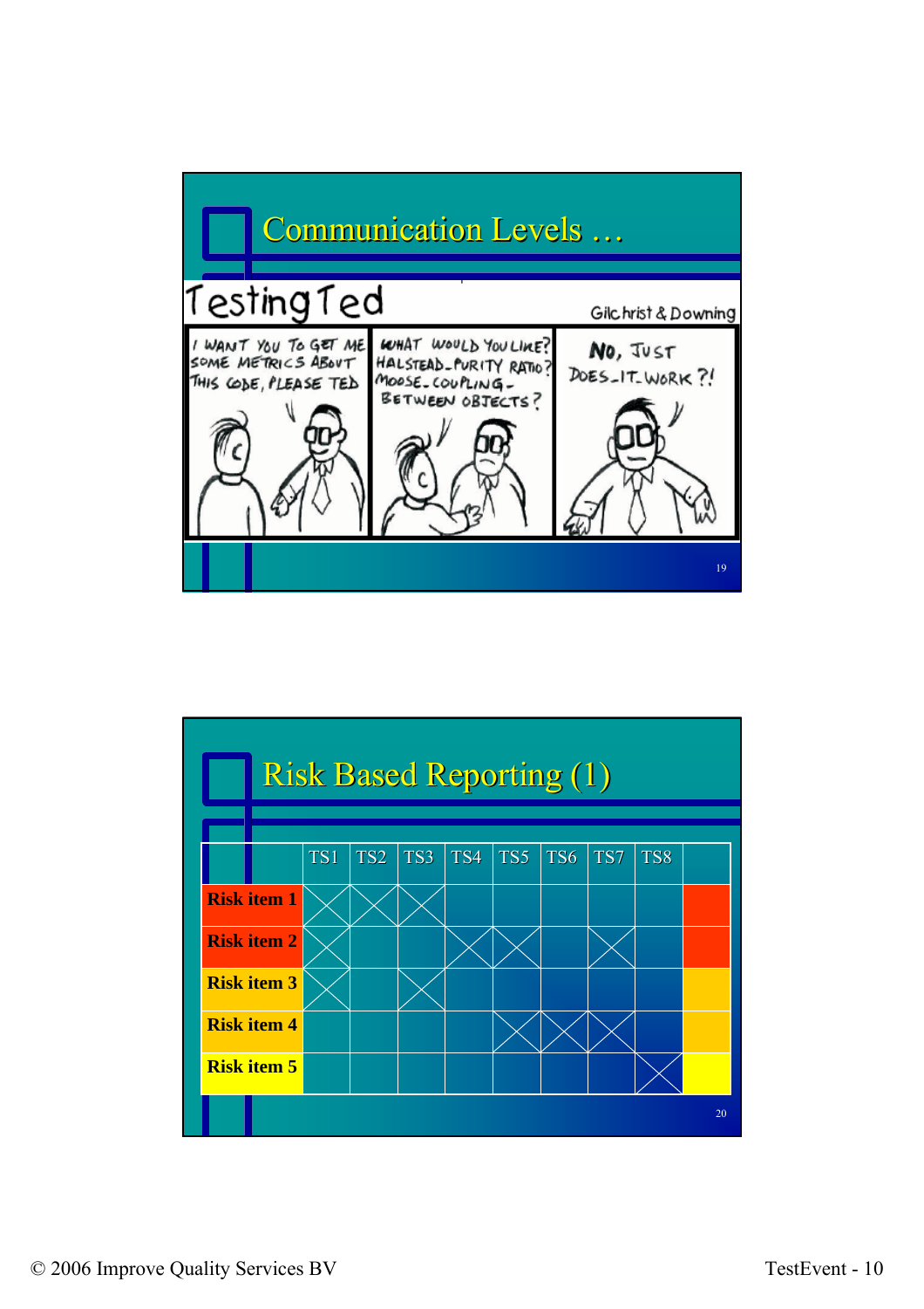## Communication Levels …

**Testing Ted** — Gilchrist & Downing

I WANT YOU TO GET ME SOME METRICS ABOUT THIS CODE, PLEASE TED

WHAT WOULD YOU LIKE? HALSTEAD_PURITY RATIO? MOOSE_COUPLING_BETWEEN OBJECTS?

NO, JUST DOES_IT_WORK?!

## Risk Based Reporting (1)

| | TS1 | TS2 | TS3 | TS4 | TS5 | TS6 | TS7 | TS8 | |
|---|---|---|---|---|---|---|---|---|---|
| **Risk item 1** | X | X | X | | | | | | |
| **Risk item 2** | X | | | X | X | | X | | |
| **Risk item 3** | X | | X | | | | | | |
| **Risk item 4** | | | | | X | X | X | | |
| **Risk item 5** | | | | | | | | X | |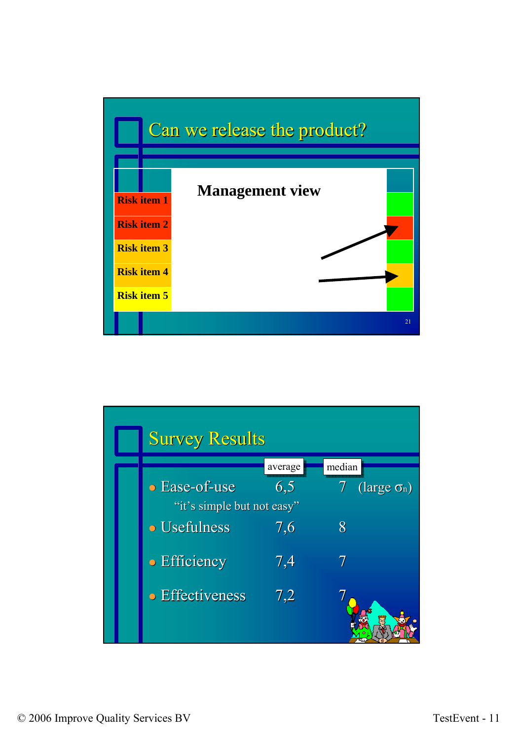## Can we release the product?

**Management view**

- Risk item 1
- Risk item 2
- Risk item 3
- Risk item 4
- Risk item 5

## Survey Results

| | average | median | |
|---|---|---|---|
| Ease-of-use | 6,5 | 7 | (large $\sigma_n$) |
| “it’s simple but not easy” | | | |
| Usefulness | 7,6 | 8 | |
| Efficiency | 7,4 | 7 | |
| Effectiveness | 7,2 | 7 | |

© 2006 Improve Quality Services BV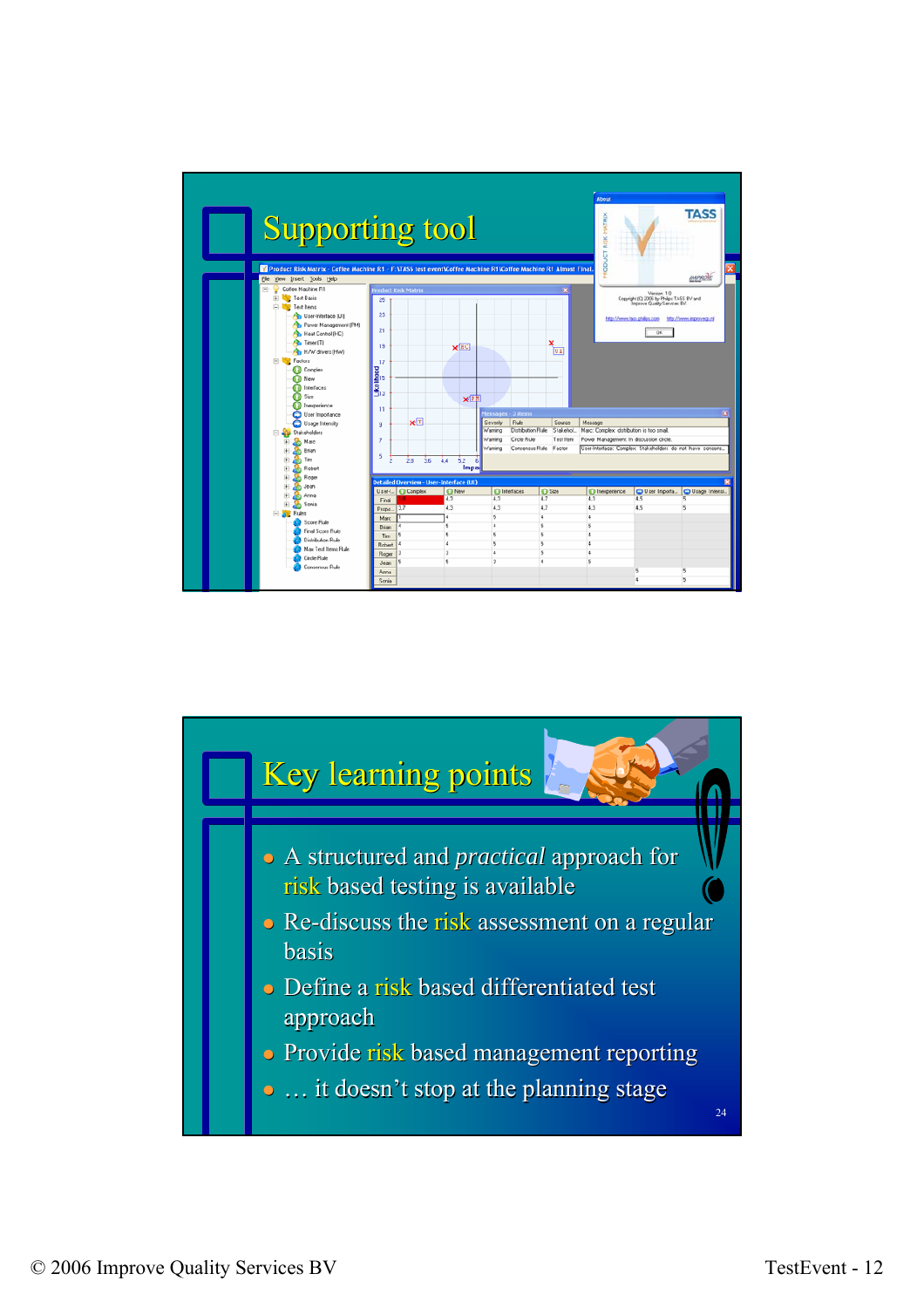## Supporting tool

## Key learning points

- A structured and *practical* approach for risk based testing is available
- Re-discuss the risk assessment on a regular basis
- Define a risk based differentiated test approach
- Provide risk based management reporting
- … it doesn't stop at the planning stage

© 2006 Improve Quality Services BV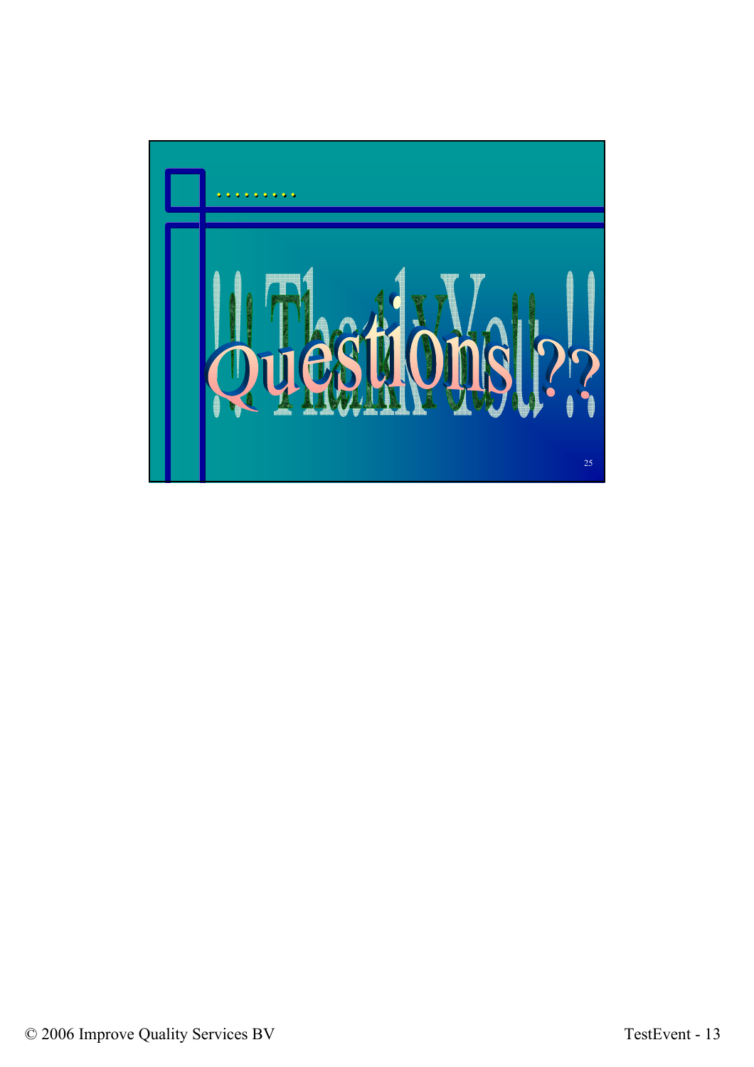.........

Questions??

!! Thank You !!